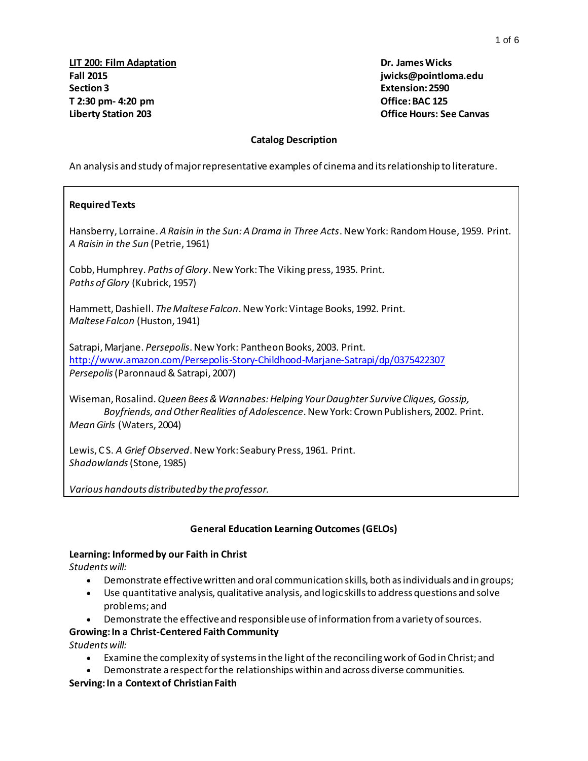**LIT 200: Film Adaptation**
**Fall 2015**
**Section 3**
**T 2:30 pm- 4:20 pm**
**Liberty Station 203**

**Dr. James Wicks**
**jwicks@pointloma.edu**
**Extension: 2590**
**Office: BAC 125**
**Office Hours: See Canvas**

### Catalog Description

An analysis and study of major representative examples of cinema and its relationship to literature.

### Required Texts

Hansberry, Lorraine. *A Raisin in the Sun: A Drama in Three Acts*. New York: Random House, 1959. Print.
*A Raisin in the Sun* (Petrie, 1961)

Cobb, Humphrey. *Paths of Glory*. New York: The Viking press, 1935. Print.
*Paths of Glory* (Kubrick, 1957)

Hammett, Dashiell. *The Maltese Falcon*. New York: Vintage Books, 1992. Print.
*Maltese Falcon* (Huston, 1941)

Satrapi, Marjane. *Persepolis*. New York: Pantheon Books, 2003. Print.
http://www.amazon.com/Persepolis-Story-Childhood-Marjane-Satrapi/dp/0375422307
*Persepolis* (Paronnaud & Satrapi, 2007)

Wiseman, Rosalind. *Queen Bees & Wannabes: Helping Your Daughter Survive Cliques, Gossip, Boyfriends, and Other Realities of Adolescence*. New York: Crown Publishers, 2002. Print.
*Mean Girls* (Waters, 2004)

Lewis, C S. *A Grief Observed*. New York: Seabury Press, 1961. Print.
*Shadowlands* (Stone, 1985)

*Various handouts distributed by the professor.*

### General Education Learning Outcomes (GELOs)

**Learning: Informed by our Faith in Christ**
*Students will:*

- Demonstrate effective written and oral communication skills, both as individuals and in groups;
- Use quantitative analysis, qualitative analysis, and logic skills to address questions and solve problems; and
- Demonstrate the effective and responsible use of information from a variety of sources.

**Growing: In a Christ-Centered Faith Community**
*Students will:*

- Examine the complexity of systems in the light of the reconciling work of God in Christ; and
- Demonstrate a respect for the relationships within and across diverse communities.

**Serving: In a Context of Christian Faith**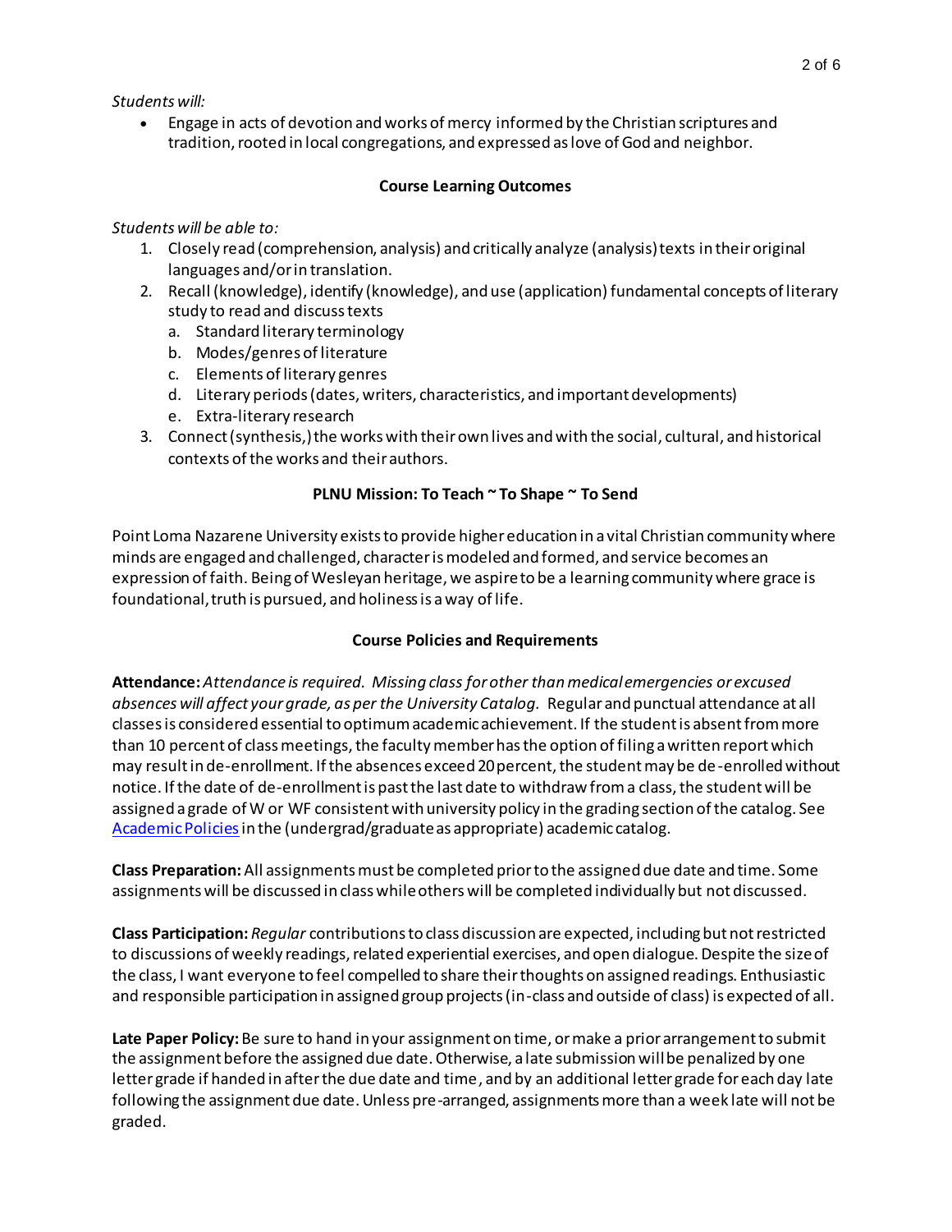*Students will:*

- Engage in acts of devotion and works of mercy informed by the Christian scriptures and tradition, rooted in local congregations, and expressed as love of God and neighbor.

**Course Learning Outcomes**

*Students will be able to:*

1. Closely read (comprehension, analysis) and critically analyze (analysis) texts in their original languages and/or in translation.
2. Recall (knowledge), identify (knowledge), and use (application) fundamental concepts of literary study to read and discuss texts
   a. Standard literary terminology
   b. Modes/genres of literature
   c. Elements of literary genres
   d. Literary periods (dates, writers, characteristics, and important developments)
   e. Extra-literary research
3. Connect (synthesis,) the works with their own lives and with the social, cultural, and historical contexts of the works and their authors.

**PLNU Mission: To Teach ~ To Shape ~ To Send**

Point Loma Nazarene University exists to provide higher education in a vital Christian community where minds are engaged and challenged, character is modeled and formed, and service becomes an expression of faith. Being of Wesleyan heritage, we aspire to be a learning community where grace is foundational, truth is pursued, and holiness is a way of life.

**Course Policies and Requirements**

**Attendance:** *Attendance is required. Missing class for other than medical emergencies or excused absences will affect your grade, as per the University Catalog.* Regular and punctual attendance at all classes is considered essential to optimum academic achievement. If the student is absent from more than 10 percent of class meetings, the faculty member has the option of filing a written report which may result in de-enrollment. If the absences exceed 20 percent, the student may be de-enrolled without notice. If the date of de-enrollment is past the last date to withdraw from a class, the student will be assigned a grade of W or WF consistent with university policy in the grading section of the catalog. See [Academic Policies] in the (undergrad/graduate as appropriate) academic catalog.

**Class Preparation:** All assignments must be completed prior to the assigned due date and time. Some assignments will be discussed in class while others will be completed individually but not discussed.

**Class Participation:** *Regular* contributions to class discussion are expected, including but not restricted to discussions of weekly readings, related experiential exercises, and open dialogue. Despite the size of the class, I want everyone to feel compelled to share their thoughts on assigned readings. Enthusiastic and responsible participation in assigned group projects (in-class and outside of class) is expected of all.

**Late Paper Policy:** Be sure to hand in your assignment on time, or make a prior arrangement to submit the assignment before the assigned due date. Otherwise, a late submission will be penalized by one letter grade if handed in after the due date and time, and by an additional letter grade for each day late following the assignment due date. Unless pre-arranged, assignments more than a week late will not be graded.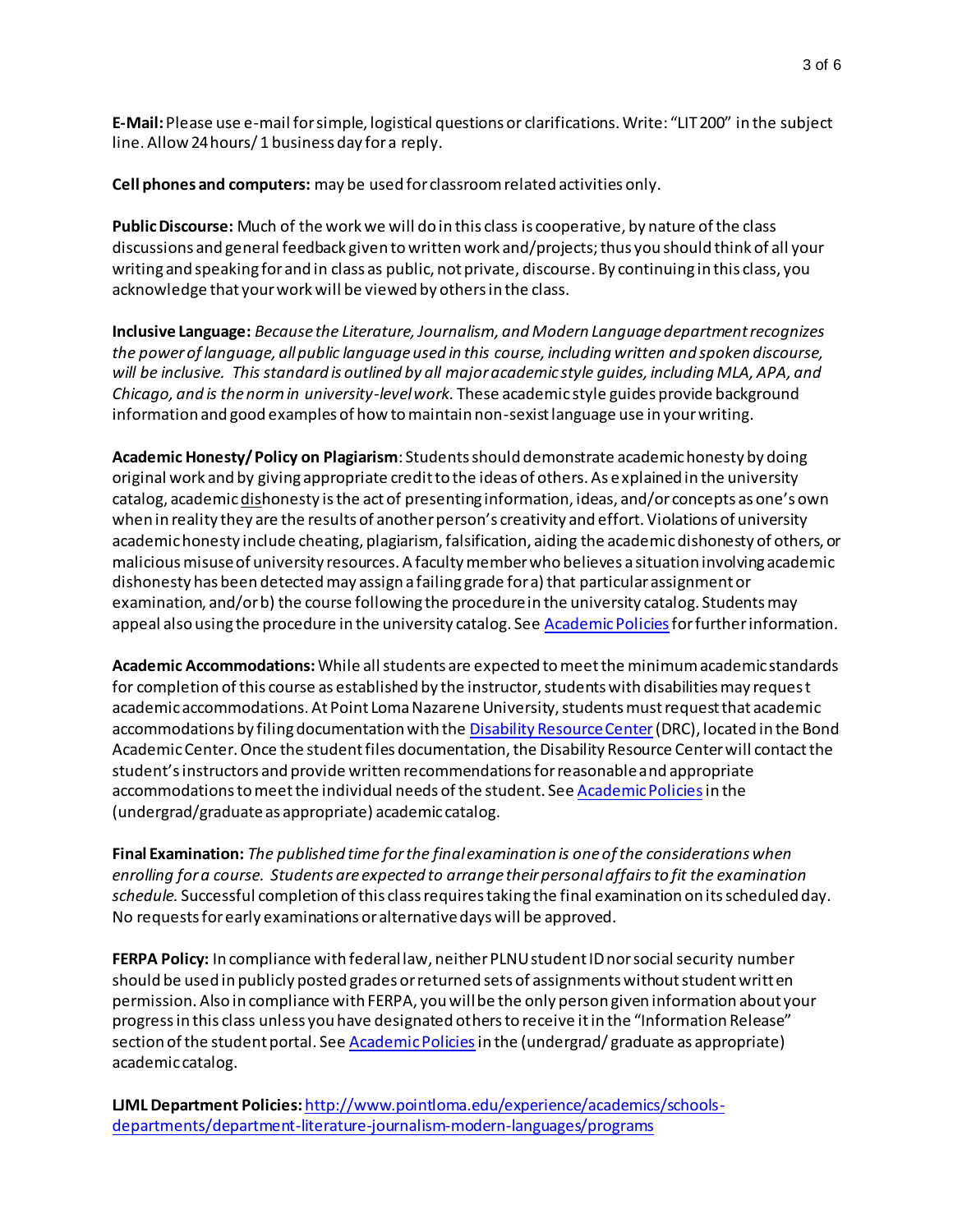**E-Mail:** Please use e-mail for simple, logistical questions or clarifications. Write: "LIT 200" in the subject line. Allow 24 hours/ 1 business day for a reply.

**Cell phones and computers:** may be used for classroom related activities only.

**Public Discourse:** Much of the work we will do in this class is cooperative, by nature of the class discussions and general feedback given to written work and/projects; thus you should think of all your writing and speaking for and in class as public, not private, discourse. By continuing in this class, you acknowledge that your work will be viewed by others in the class.

**Inclusive Language:** *Because the Literature, Journalism, and Modern Language department recognizes the power of language, all public language used in this course, including written and spoken discourse, will be inclusive. This standard is outlined by all major academic style guides, including MLA, APA, and Chicago, and is the norm in university-level work.* These academic style guides provide background information and good examples of how to maintain non-sexist language use in your writing.

**Academic Honesty/ Policy on Plagiarism**: Students should demonstrate academic honesty by doing original work and by giving appropriate credit to the ideas of others. As explained in the university catalog, academic <u>dis</u>honesty is the act of presenting information, ideas, and/or concepts as one's own when in reality they are the results of another person's creativity and effort. Violations of university academic honesty include cheating, plagiarism, falsification, aiding the academic dishonesty of others, or malicious misuse of university resources. A faculty member who believes a situation involving academic dishonesty has been detected may assign a failing grade for a) that particular assignment or examination, and/or b) the course following the procedure in the university catalog. Students may appeal also using the procedure in the university catalog. See [Academic Policies] for further information.

**Academic Accommodations:** While all students are expected to meet the minimum academic standards for completion of this course as established by the instructor, students with disabilities may request academic accommodations. At Point Loma Nazarene University, students must request that academic accommodations by filing documentation with the [Disability Resource Center] (DRC), located in the Bond Academic Center. Once the student files documentation, the Disability Resource Center will contact the student's instructors and provide written recommendations for reasonable and appropriate accommodations to meet the individual needs of the student. See [Academic Policies] in the (undergrad/graduate as appropriate) academic catalog.

**Final Examination:** *The published time for the final examination is one of the considerations when enrolling for a course. Students are expected to arrange their personal affairs to fit the examination schedule.* Successful completion of this class requires taking the final examination on its scheduled day. No requests for early examinations or alternative days will be approved.

**FERPA Policy:** In compliance with federal law, neither PLNU student ID nor social security number should be used in publicly posted grades or returned sets of assignments without student written permission. Also in compliance with FERPA, you will be the only person given information about your progress in this class unless you have designated others to receive it in the "Information Release" section of the student portal. See [Academic Policies] in the (undergrad/ graduate as appropriate) academic catalog.

**LJML Department Policies:** http://www.pointloma.edu/experience/academics/schools-departments/department-literature-journalism-modern-languages/programs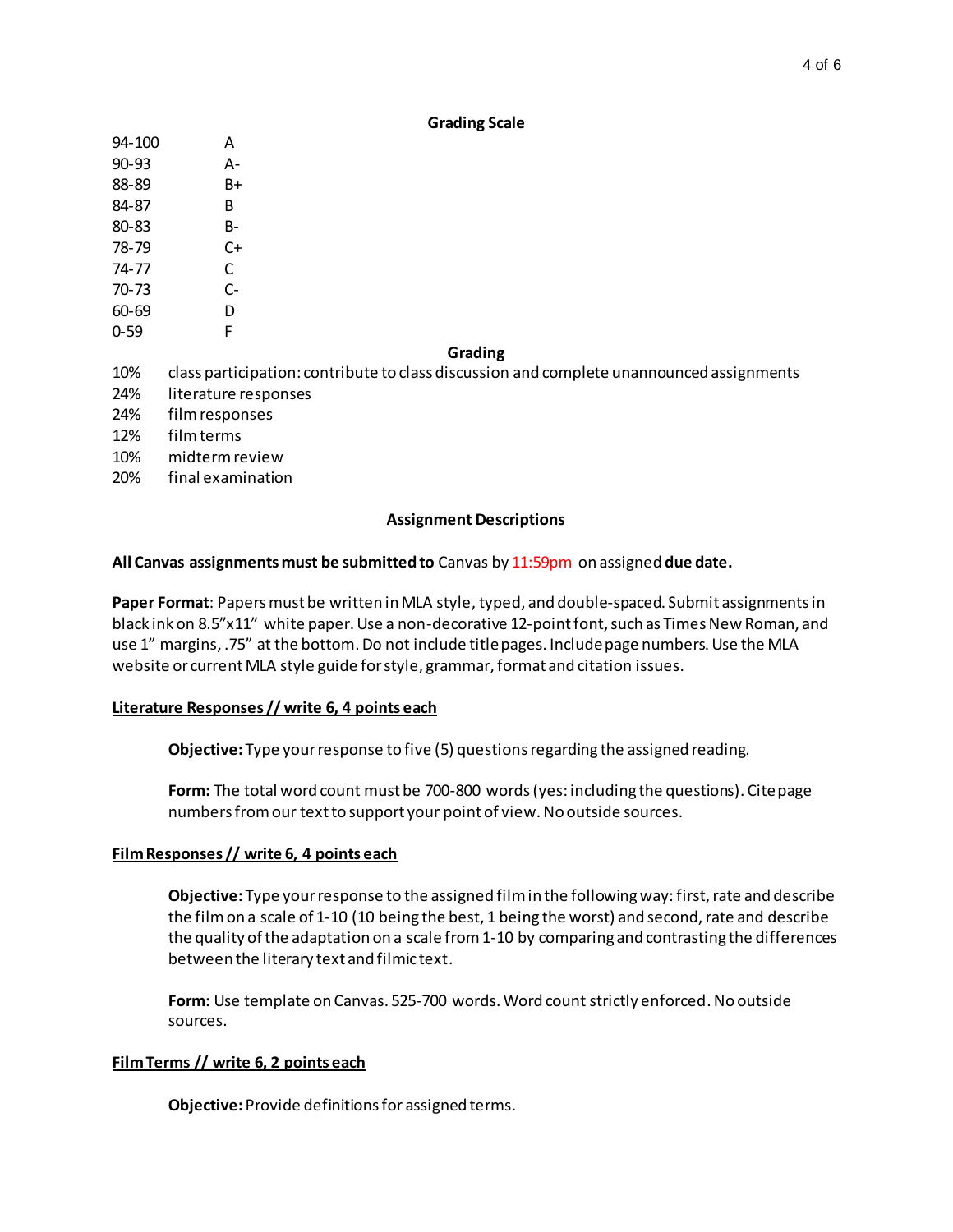## Grading Scale

| | |
|---|---|
| 94-100 | A |
| 90-93 | A- |
| 88-89 | B+ |
| 84-87 | B |
| 80-83 | B- |
| 78-79 | C+ |
| 74-77 | C |
| 70-73 | C- |
| 60-69 | D |
| 0-59 | F |

## Grading

| | |
|---|---|
| 10% | class participation: contribute to class discussion and complete unannounced assignments |
| 24% | literature responses |
| 24% | film responses |
| 12% | film terms |
| 10% | midterm review |
| 20% | final examination |

## Assignment Descriptions

**All Canvas assignments must be submitted to** Canvas by 11:59pm on assigned **due date.**

**Paper Format**: Papers must be written in MLA style, typed, and double-spaced. Submit assignments in black ink on 8.5"x11" white paper. Use a non-decorative 12-point font, such as Times New Roman, and use 1" margins, .75" at the bottom. Do not include title pages. Include page numbers. Use the MLA website or current MLA style guide for style, grammar, format and citation issues.

**Literature Responses // write 6, 4 points each**

> **Objective:** Type your response to five (5) questions regarding the assigned reading.
>
> **Form:** The total word count must be 700-800 words (yes: including the questions). Cite page numbers from our text to support your point of view. No outside sources.

**Film Responses // write 6, 4 points each**

> **Objective:** Type your response to the assigned film in the following way: first, rate and describe the film on a scale of 1-10 (10 being the best, 1 being the worst) and second, rate and describe the quality of the adaptation on a scale from 1-10 by comparing and contrasting the differences between the literary text and filmic text.
>
> **Form:** Use template on Canvas. 525-700 words. Word count strictly enforced. No outside sources.

**Film Terms // write 6, 2 points each**

> **Objective:** Provide definitions for assigned terms.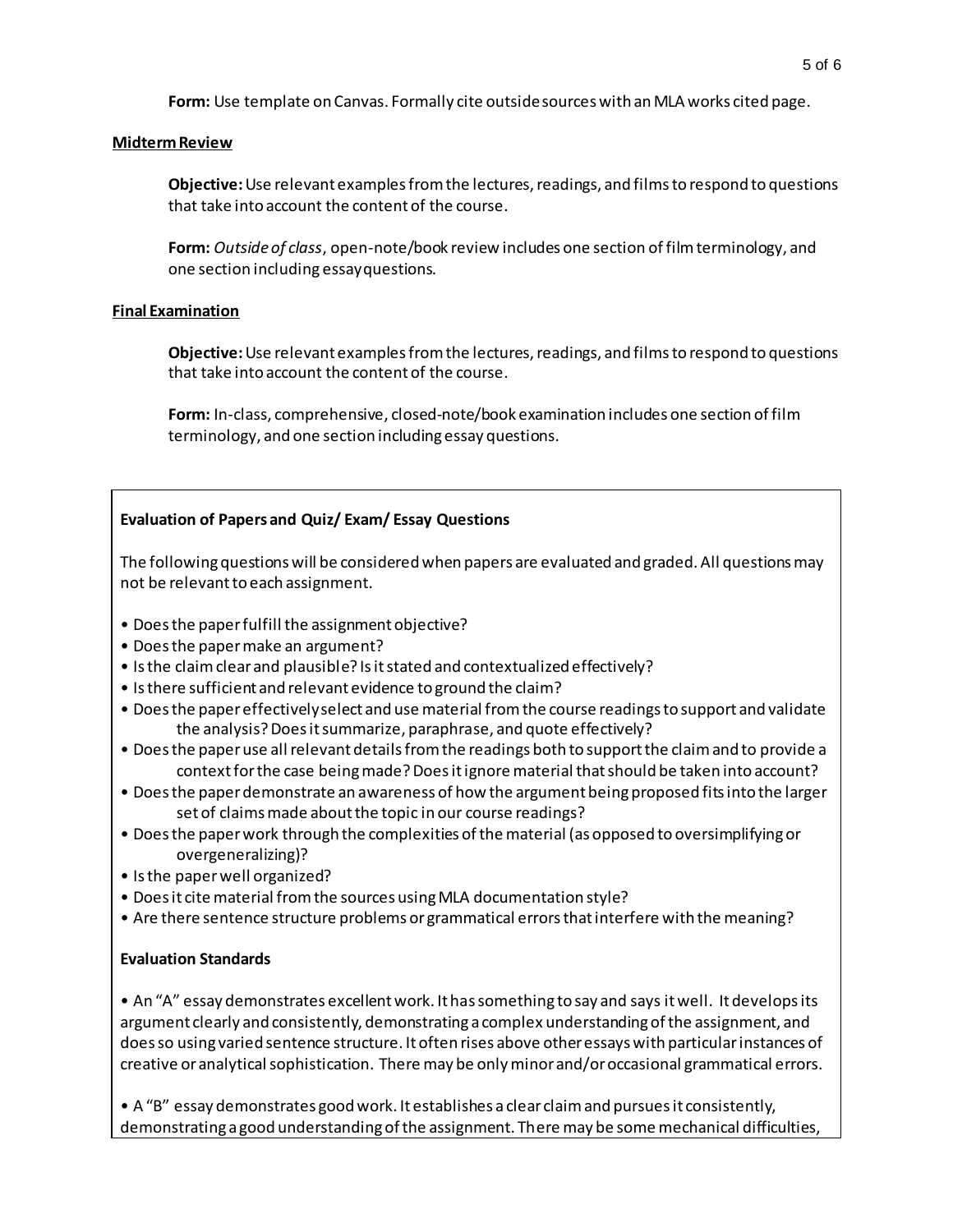**Form:** Use template on Canvas. Formally cite outside sources with an MLA works cited page.

**Midterm Review**

**Objective:** Use relevant examples from the lectures, readings, and films to respond to questions that take into account the content of the course.

**Form:** *Outside of class*, open-note/book review includes one section of film terminology, and one section including essay questions.

**Final Examination**

**Objective:** Use relevant examples from the lectures, readings, and films to respond to questions that take into account the content of the course.

**Form:** In-class, comprehensive, closed-note/book examination includes one section of film terminology, and one section including essay questions.

**Evaluation of Papers and Quiz/ Exam/ Essay Questions**

The following questions will be considered when papers are evaluated and graded. All questions may not be relevant to each assignment.

- Does the paper fulfill the assignment objective?
- Does the paper make an argument?
- Is the claim clear and plausible? Is it stated and contextualized effectively?
- Is there sufficient and relevant evidence to ground the claim?
- Does the paper effectively select and use material from the course readings to support and validate the analysis? Does it summarize, paraphrase, and quote effectively?
- Does the paper use all relevant details from the readings both to support the claim and to provide a context for the case being made? Does it ignore material that should be taken into account?
- Does the paper demonstrate an awareness of how the argument being proposed fits into the larger set of claims made about the topic in our course readings?
- Does the paper work through the complexities of the material (as opposed to oversimplifying or overgeneralizing)?
- Is the paper well organized?
- Does it cite material from the sources using MLA documentation style?
- Are there sentence structure problems or grammatical errors that interfere with the meaning?

**Evaluation Standards**

- An "A" essay demonstrates excellent work. It has something to say and says it well. It develops its argument clearly and consistently, demonstrating a complex understanding of the assignment, and does so using varied sentence structure. It often rises above other essays with particular instances of creative or analytical sophistication. There may be only minor and/or occasional grammatical errors.

- A "B" essay demonstrates good work. It establishes a clear claim and pursues it consistently, demonstrating a good understanding of the assignment. There may be some mechanical difficulties,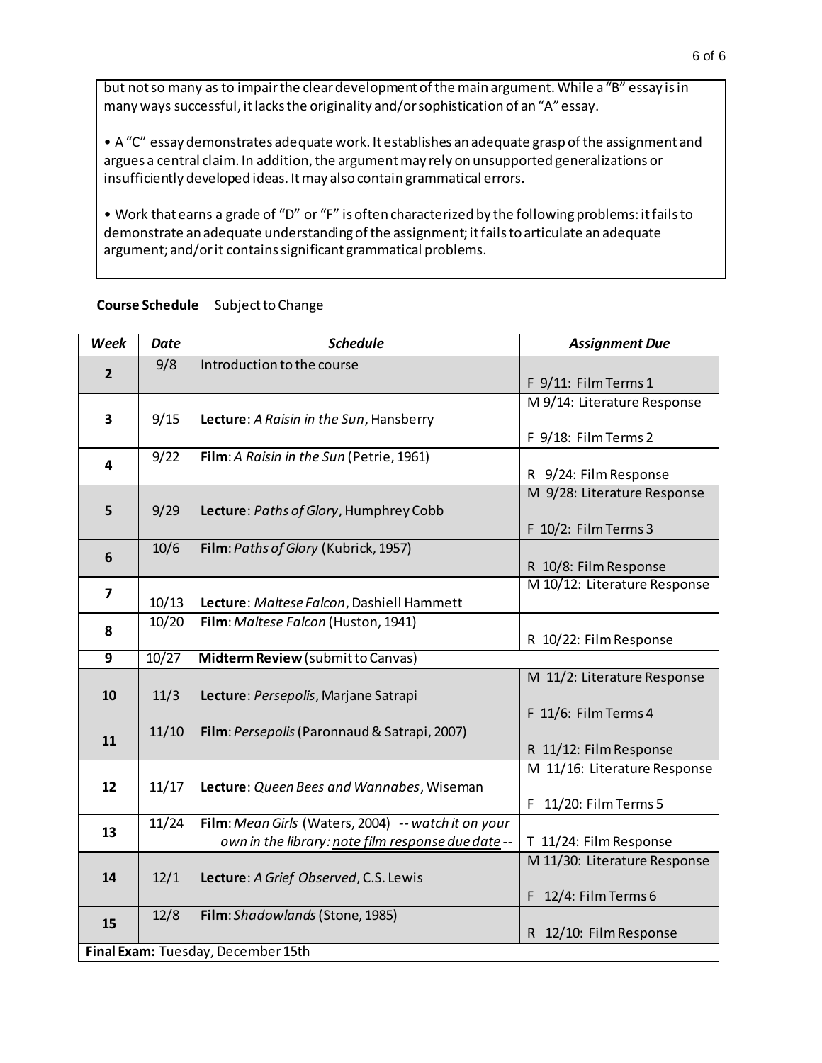but not so many as to impair the clear development of the main argument. While a "B" essay is in many ways successful, it lacks the originality and/or sophistication of an "A" essay.

• A "C" essay demonstrates adequate work. It establishes an adequate grasp of the assignment and argues a central claim. In addition, the argument may rely on unsupported generalizations or insufficiently developed ideas. It may also contain grammatical errors.

• Work that earns a grade of "D" or "F" is often characterized by the following problems: it fails to demonstrate an adequate understanding of the assignment; it fails to articulate an adequate argument; and/or it contains significant grammatical problems.

**Course Schedule** Subject to Change

| ***Week*** | ***Date*** | ***Schedule*** | ***Assignment Due*** |
|---|---|---|---|
| **2** | 9/8 | Introduction to the course | F 9/11: Film Terms 1 |
| **3** | 9/15 | **Lecture**: *A Raisin in the Sun*, Hansberry | M 9/14: Literature Response<br>F 9/18: Film Terms 2 |
| **4** | 9/22 | **Film**: *A Raisin in the Sun* (Petrie, 1961) | R 9/24: Film Response |
| **5** | 9/29 | **Lecture**: *Paths of Glory*, Humphrey Cobb | M 9/28: Literature Response<br>F 10/2: Film Terms 3 |
| **6** | 10/6 | **Film**: *Paths of Glory* (Kubrick, 1957) | R 10/8: Film Response |
| **7** | 10/13 | **Lecture**: *Maltese Falcon*, Dashiell Hammett | M 10/12: Literature Response |
| **8** | 10/20 | **Film**: *Maltese Falcon* (Huston, 1941) | R 10/22: Film Response |
| **9** | 10/27 | **Midterm Review** (submit to Canvas) | |
| **10** | 11/3 | **Lecture**: *Persepolis*, Marjane Satrapi | M 11/2: Literature Response<br>F 11/6: Film Terms 4 |
| **11** | 11/10 | **Film**: *Persepolis* (Paronnaud & Satrapi, 2007) | R 11/12: Film Response |
| **12** | 11/17 | **Lecture**: *Queen Bees and Wannabes*, Wiseman | M 11/16: Literature Response<br>F 11/20: Film Terms 5 |
| **13** | 11/24 | **Film**: *Mean Girls* (Waters, 2004) -- *watch it on your own in the library: note film response due date* -- | T 11/24: Film Response |
| **14** | 12/1 | **Lecture**: *A Grief Observed*, C.S. Lewis | M 11/30: Literature Response<br>F 12/4: Film Terms 6 |
| **15** | 12/8 | **Film**: *Shadowlands* (Stone, 1985) | R 12/10: Film Response |
| **Final Exam:** Tuesday, December 15th | | | |